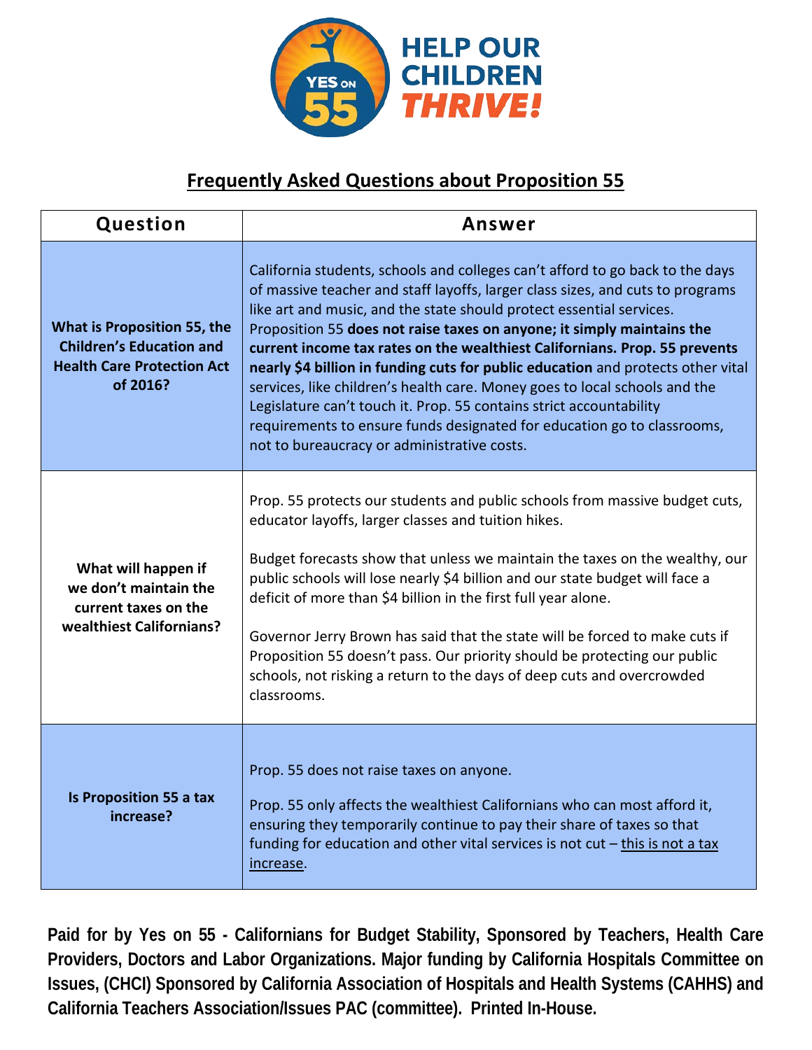YES ON 55

HELP OUR CHILDREN *THRIVE!*

## Frequently Asked Questions about Proposition 55

| Question | Answer |
|---|---|
| **What is Proposition 55, the Children's Education and Health Care Protection Act of 2016?** | California students, schools and colleges can't afford to go back to the days of massive teacher and staff layoffs, larger class sizes, and cuts to programs like art and music, and the state should protect essential services. Proposition 55 **does not raise taxes on anyone; it simply maintains the current income tax rates on the wealthiest Californians. Prop. 55 prevents nearly $4 billion in funding cuts for public education** and protects other vital services, like children's health care. Money goes to local schools and the Legislature can't touch it. Prop. 55 contains strict accountability requirements to ensure funds designated for education go to classrooms, not to bureaucracy or administrative costs. |
| **What will happen if we don't maintain the current taxes on the wealthiest Californians?** | Prop. 55 protects our students and public schools from massive budget cuts, educator layoffs, larger classes and tuition hikes.<br><br>Budget forecasts show that unless we maintain the taxes on the wealthy, our public schools will lose nearly $4 billion and our state budget will face a deficit of more than $4 billion in the first full year alone.<br><br>Governor Jerry Brown has said that the state will be forced to make cuts if Proposition 55 doesn't pass. Our priority should be protecting our public schools, not risking a return to the days of deep cuts and overcrowded classrooms. |
| **Is Proposition 55 a tax increase?** | Prop. 55 does not raise taxes on anyone.<br><br>Prop. 55 only affects the wealthiest Californians who can most afford it, ensuring they temporarily continue to pay their share of taxes so that funding for education and other vital services is not cut – <u>this is not a tax increase</u>. |

**Paid for by Yes on 55 - Californians for Budget Stability, Sponsored by Teachers, Health Care Providers, Doctors and Labor Organizations. Major funding by California Hospitals Committee on Issues, (CHCI) Sponsored by California Association of Hospitals and Health Systems (CAHHS) and California Teachers Association/Issues PAC (committee). Printed In-House.**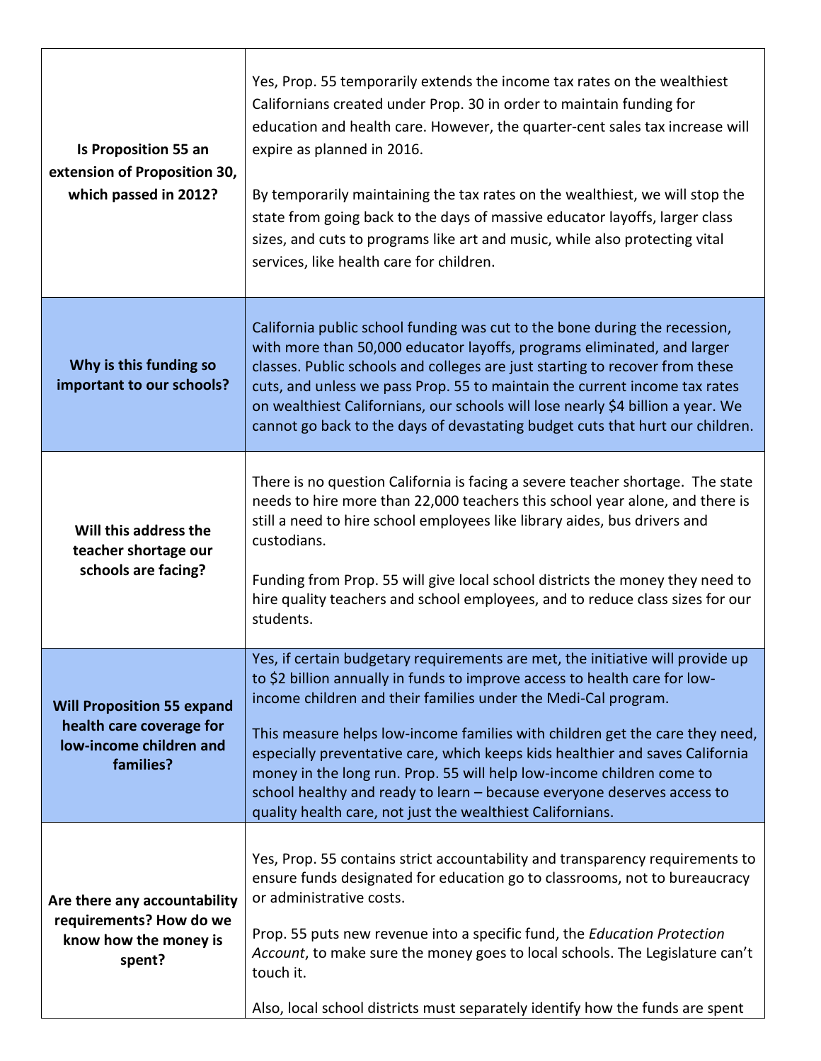| | |
|---|---|
| **Is Proposition 55 an extension of Proposition 30, which passed in 2012?** | Yes, Prop. 55 temporarily extends the income tax rates on the wealthiest Californians created under Prop. 30 in order to maintain funding for education and health care. However, the quarter-cent sales tax increase will expire as planned in 2016.<br><br>By temporarily maintaining the tax rates on the wealthiest, we will stop the state from going back to the days of massive educator layoffs, larger class sizes, and cuts to programs like art and music, while also protecting vital services, like health care for children. |
| **Why is this funding so important to our schools?** | California public school funding was cut to the bone during the recession, with more than 50,000 educator layoffs, programs eliminated, and larger classes. Public schools and colleges are just starting to recover from these cuts, and unless we pass Prop. 55 to maintain the current income tax rates on wealthiest Californians, our schools will lose nearly $4 billion a year. We cannot go back to the days of devastating budget cuts that hurt our children. |
| **Will this address the teacher shortage our schools are facing?** | There is no question California is facing a severe teacher shortage. The state needs to hire more than 22,000 teachers this school year alone, and there is still a need to hire school employees like library aides, bus drivers and custodians.<br><br>Funding from Prop. 55 will give local school districts the money they need to hire quality teachers and school employees, and to reduce class sizes for our students. |
| **Will Proposition 55 expand health care coverage for low-income children and families?** | Yes, if certain budgetary requirements are met, the initiative will provide up to $2 billion annually in funds to improve access to health care for low-income children and their families under the Medi-Cal program.<br><br>This measure helps low-income families with children get the care they need, especially preventative care, which keeps kids healthier and saves California money in the long run. Prop. 55 will help low-income children come to school healthy and ready to learn – because everyone deserves access to quality health care, not just the wealthiest Californians. |
| **Are there any accountability requirements? How do we know how the money is spent?** | Yes, Prop. 55 contains strict accountability and transparency requirements to ensure funds designated for education go to classrooms, not to bureaucracy or administrative costs.<br><br>Prop. 55 puts new revenue into a specific fund, the *Education Protection Account*, to make sure the money goes to local schools. The Legislature can't touch it.<br><br>Also, local school districts must separately identify how the funds are spent |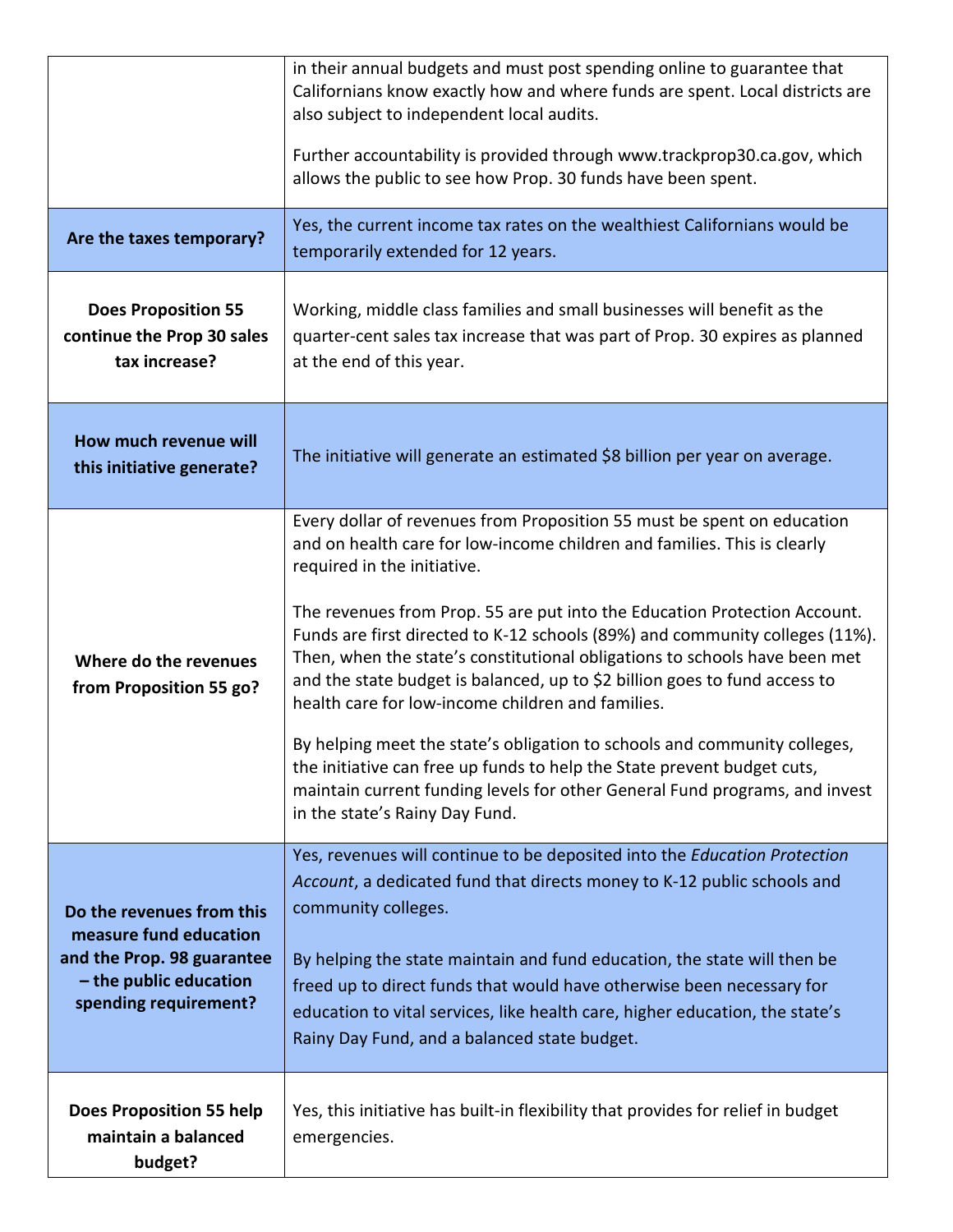| | |
|---|---|
| | in their annual budgets and must post spending online to guarantee that Californians know exactly how and where funds are spent. Local districts are also subject to independent local audits.<br><br>Further accountability is provided through www.trackprop30.ca.gov, which allows the public to see how Prop. 30 funds have been spent. |
| **Are the taxes temporary?** | Yes, the current income tax rates on the wealthiest Californians would be temporarily extended for 12 years. |
| **Does Proposition 55 continue the Prop 30 sales tax increase?** | Working, middle class families and small businesses will benefit as the quarter-cent sales tax increase that was part of Prop. 30 expires as planned at the end of this year. |
| **How much revenue will this initiative generate?** | The initiative will generate an estimated $8 billion per year on average. |
| **Where do the revenues from Proposition 55 go?** | Every dollar of revenues from Proposition 55 must be spent on education and on health care for low-income children and families. This is clearly required in the initiative.<br><br>The revenues from Prop. 55 are put into the Education Protection Account. Funds are first directed to K-12 schools (89%) and community colleges (11%). Then, when the state's constitutional obligations to schools have been met and the state budget is balanced, up to $2 billion goes to fund access to health care for low-income children and families.<br><br>By helping meet the state's obligation to schools and community colleges, the initiative can free up funds to help the State prevent budget cuts, maintain current funding levels for other General Fund programs, and invest in the state's Rainy Day Fund. |
| **Do the revenues from this measure fund education and the Prop. 98 guarantee – the public education spending requirement?** | Yes, revenues will continue to be deposited into the *Education Protection Account*, a dedicated fund that directs money to K-12 public schools and community colleges.<br><br>By helping the state maintain and fund education, the state will then be freed up to direct funds that would have otherwise been necessary for education to vital services, like health care, higher education, the state's Rainy Day Fund, and a balanced state budget. |
| **Does Proposition 55 help maintain a balanced budget?** | Yes, this initiative has built-in flexibility that provides for relief in budget emergencies. |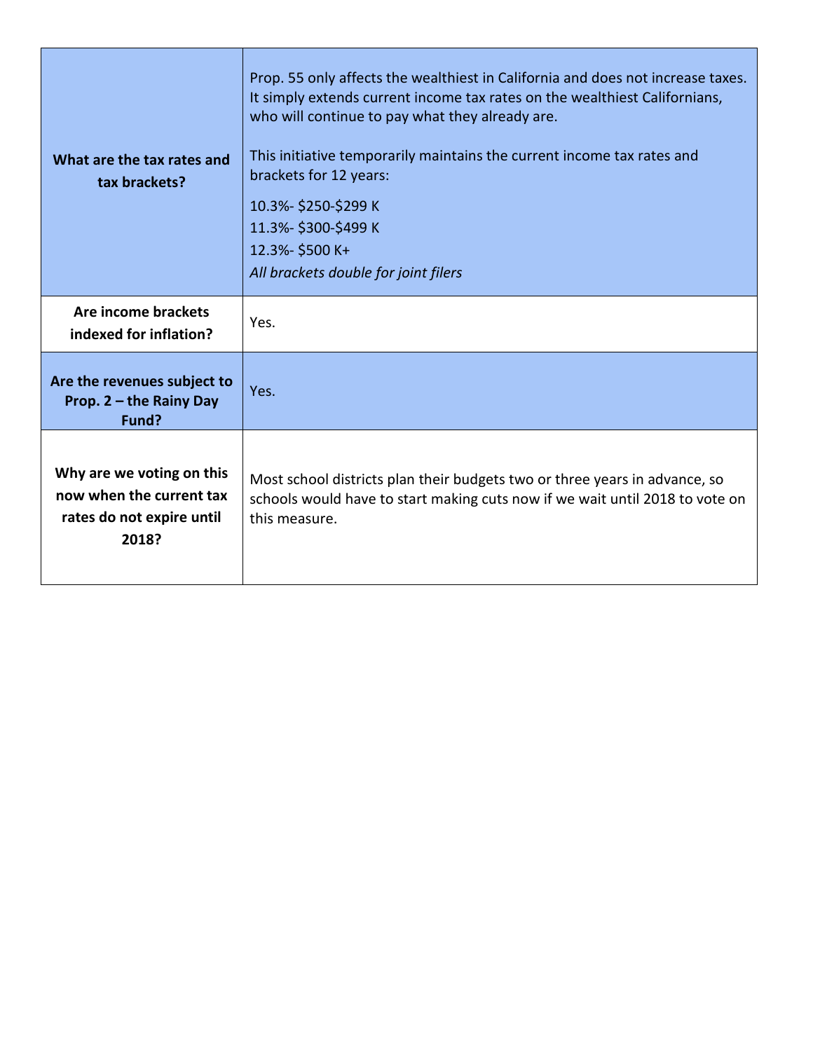| | |
|---|---|
| **What are the tax rates and tax brackets?** | Prop. 55 only affects the wealthiest in California and does not increase taxes. It simply extends current income tax rates on the wealthiest Californians, who will continue to pay what they already are.<br><br>This initiative temporarily maintains the current income tax rates and brackets for 12 years:<br>10.3%- $250-$299 K<br>11.3%- $300-$499 K<br>12.3%- $500 K+<br>*All brackets double for joint filers* |
| **Are income brackets indexed for inflation?** | Yes. |
| **Are the revenues subject to Prop. 2 – the Rainy Day Fund?** | Yes. |
| **Why are we voting on this now when the current tax rates do not expire until 2018?** | Most school districts plan their budgets two or three years in advance, so schools would have to start making cuts now if we wait until 2018 to vote on this measure. |